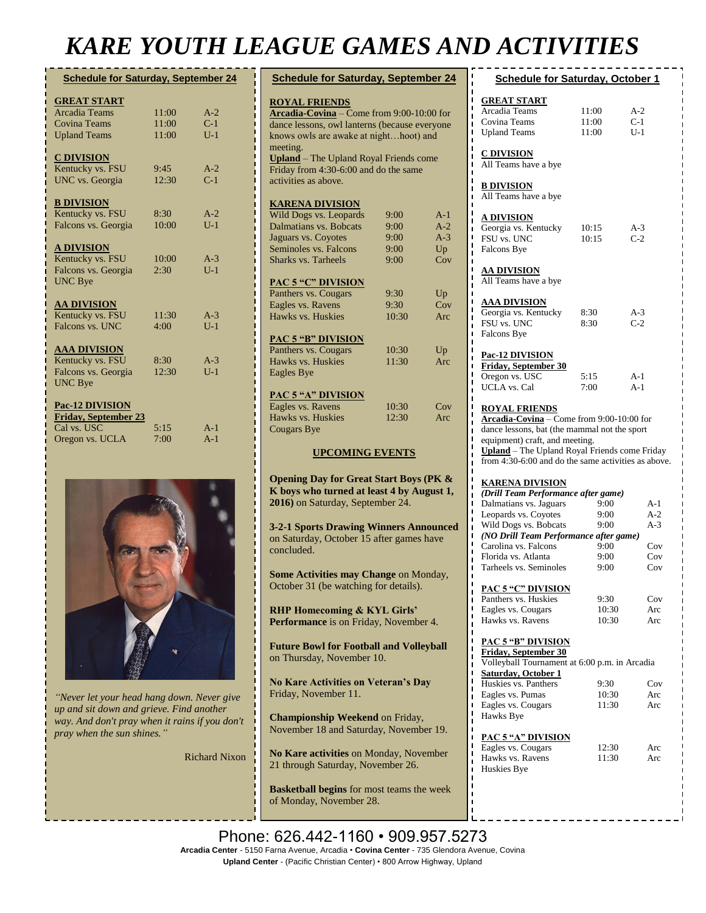# KARE YOUTH LEAGUE GAMES AND ACTIVITIES

## Schedule for Saturday, September 24

**GREAT START**

| | | |
|---|---|---|
| Arcadia Teams | 11:00 | A-2 |
| Covina Teams | 11:00 | C-1 |
| Upland Teams | 11:00 | U-1 |

**C DIVISION**

| | | |
|---|---|---|
| Kentucky vs. FSU | 9:45 | A-2 |
| UNC vs. Georgia | 12:30 | C-1 |

**B DIVISION**

| | | |
|---|---|---|
| Kentucky vs. FSU | 8:30 | A-2 |
| Falcons vs. Georgia | 10:00 | U-1 |

**A DIVISION**

| | | |
|---|---|---|
| Kentucky vs. FSU | 10:00 | A-3 |
| Falcons vs. Georgia | 2:30 | U-1 |
| UNC Bye | | |

**AA DIVISION**

| | | |
|---|---|---|
| Kentucky vs. FSU | 11:30 | A-3 |
| Falcons vs. UNC | 4:00 | U-1 |

**AAA DIVISION**

| | | |
|---|---|---|
| Kentucky vs. FSU | 8:30 | A-3 |
| Falcons vs. Georgia | 12:30 | U-1 |
| UNC Bye | | |

**Pac-12 DIVISION**

**Friday, September 23**

| | | |
|---|---|---|
| Cal vs. USC | 5:15 | A-1 |
| Oregon vs. UCLA | 7:00 | A-1 |

*"Never let your head hang down. Never give up and sit down and grieve. Find another way. And don't pray when it rains if you don't pray when the sun shines."*

Richard Nixon

## Schedule for Saturday, September 24

**ROYAL FRIENDS**

**Arcadia-Covina** – Come from 9:00-10:00 for dance lessons, owl lanterns (because everyone knows owls are awake at night…hoot) and meeting.

**Upland** – The Upland Royal Friends come Friday from 4:30-6:00 and do the same activities as above.

**KARENA DIVISION**

| | | |
|---|---|---|
| Wild Dogs vs. Leopards | 9:00 | A-1 |
| Dalmatians vs. Bobcats | 9:00 | A-2 |
| Jaguars vs. Coyotes | 9:00 | A-3 |
| Seminoles vs. Falcons | 9:00 | Up |
| Sharks vs. Tarheels | 9:00 | Cov |

**PAC 5 "C" DIVISION**

| | | |
|---|---|---|
| Panthers vs. Cougars | 9:30 | Up |
| Eagles vs. Ravens | 9:30 | Cov |
| Hawks vs. Huskies | 10:30 | Arc |

**PAC 5 "B" DIVISION**

| | | |
|---|---|---|
| Panthers vs. Cougars | 10:30 | Up |
| Hawks vs. Huskies | 11:30 | Arc |
| Eagles Bye | | |

**PAC 5 "A" DIVISION**

| | | |
|---|---|---|
| Eagles vs. Ravens | 10:30 | Cov |
| Hawks vs. Huskies | 12:30 | Arc |
| Cougars Bye | | |

### UPCOMING EVENTS

**Opening Day for Great Start Boys (PK & K boys who turned at least 4 by August 1, 2016)** on Saturday, September 24.

**3-2-1 Sports Drawing Winners Announced** on Saturday, October 15 after games have concluded.

**Some Activities may Change** on Monday, October 31 (be watching for details).

**RHP Homecoming & KYL Girls' Performance** is on Friday, November 4.

**Future Bowl for Football and Volleyball** on Thursday, November 10.

**No Kare Activities on Veteran's Day** Friday, November 11.

**Championship Weekend** on Friday, November 18 and Saturday, November 19.

**No Kare activities** on Monday, November 21 through Saturday, November 26.

**Basketball begins** for most teams the week of Monday, November 28.

## Schedule for Saturday, October 1

**GREAT START**

| | | |
|---|---|---|
| Arcadia Teams | 11:00 | A-2 |
| Covina Teams | 11:00 | C-1 |
| Upland Teams | 11:00 | U-1 |

**C DIVISION**

All Teams have a bye

**B DIVISION**

All Teams have a bye

**A DIVISION**

| | | |
|---|---|---|
| Georgia vs. Kentucky | 10:15 | A-3 |
| FSU vs. UNC | 10:15 | C-2 |
| Falcons Bye | | |

**AA DIVISION**

All Teams have a bye

**AAA DIVISION**

| | | |
|---|---|---|
| Georgia vs. Kentucky | 8:30 | A-3 |
| FSU vs. UNC | 8:30 | C-2 |
| Falcons Bye | | |

**Pac-12 DIVISION**

**Friday, September 30**

| | | |
|---|---|---|
| Oregon vs. USC | 5:15 | A-1 |
| UCLA vs. Cal | 7:00 | A-1 |

**ROYAL FRIENDS**

**Arcadia-Covina** – Come from 9:00-10:00 for dance lessons, bat (the mammal not the sport equipment) craft, and meeting.

**Upland** – The Upland Royal Friends come Friday from 4:30-6:00 and do the same activities as above.

**KARENA DIVISION**

*(Drill Team Performance after game)*

| | | |
|---|---|---|
| Dalmatians vs. Jaguars | 9:00 | A-1 |
| Leopards vs. Coyotes | 9:00 | A-2 |
| Wild Dogs vs. Bobcats | 9:00 | A-3 |

*(NO Drill Team Performance after game)*

| | | |
|---|---|---|
| Carolina vs. Falcons | 9:00 | Cov |
| Florida vs. Atlanta | 9:00 | Cov |
| Tarheels vs. Seminoles | 9:00 | Cov |

**PAC 5 "C" DIVISION**

| | | |
|---|---|---|
| Panthers vs. Huskies | 9:30 | Cov |
| Eagles vs. Cougars | 10:30 | Arc |
| Hawks vs. Ravens | 10:30 | Arc |

**PAC 5 "B" DIVISION**

**Friday, September 30**

Volleyball Tournament at 6:00 p.m. in Arcadia

**Saturday, October 1**

| | | |
|---|---|---|
| Huskies vs. Panthers | 9:30 | Cov |
| Eagles vs. Pumas | 10:30 | Arc |
| Eagles vs. Cougars | 11:30 | Arc |
| Hawks Bye | | |

**PAC 5 "A" DIVISION**

| | | |
|---|---|---|
| Eagles vs. Cougars | 12:30 | Arc |
| Hawks vs. Ravens | 11:30 | Arc |
| Huskies Bye | | |

Phone: 626.442-1160 • 909.957.5273

**Arcadia Center** - 5150 Farna Avenue, Arcadia • **Covina Center** - 735 Glendora Avenue, Covina

**Upland Center** - (Pacific Christian Center) • 800 Arrow Highway, Upland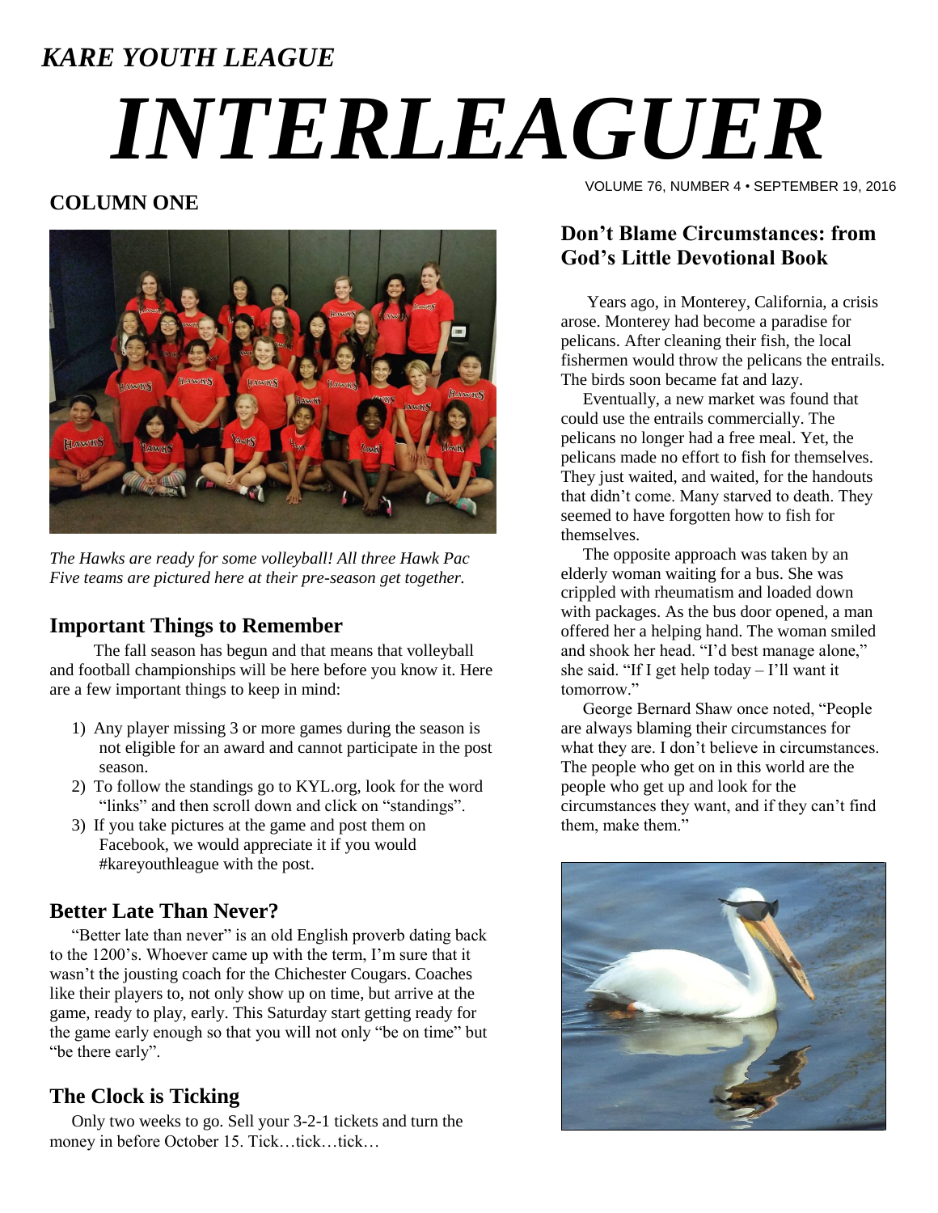*KARE YOUTH LEAGUE*

# *INTERLEAGUER*

VOLUME 76, NUMBER 4 • SEPTEMBER 19, 2016

## COLUMN ONE

*The Hawks are ready for some volleyball! All three Hawk Pac Five teams are pictured here at their pre-season get together.*

### Important Things to Remember

The fall season has begun and that means that volleyball and football championships will be here before you know it. Here are a few important things to keep in mind:

1) Any player missing 3 or more games during the season is not eligible for an award and cannot participate in the post season.
2) To follow the standings go to KYL.org, look for the word "links" and then scroll down and click on "standings".
3) If you take pictures at the game and post them on Facebook, we would appreciate it if you would #kareyouthleague with the post.

### Better Late Than Never?

"Better late than never" is an old English proverb dating back to the 1200's. Whoever came up with the term, I'm sure that it wasn't the jousting coach for the Chichester Cougars. Coaches like their players to, not only show up on time, but arrive at the game, ready to play, early. This Saturday start getting ready for the game early enough so that you will not only "be on time" but "be there early".

### The Clock is Ticking

Only two weeks to go. Sell your 3-2-1 tickets and turn the money in before October 15. Tick…tick…tick…

### Don't Blame Circumstances: from God's Little Devotional Book

Years ago, in Monterey, California, a crisis arose. Monterey had become a paradise for pelicans. After cleaning their fish, the local fishermen would throw the pelicans the entrails. The birds soon became fat and lazy.

Eventually, a new market was found that could use the entrails commercially. The pelicans no longer had a free meal. Yet, the pelicans made no effort to fish for themselves. They just waited, and waited, for the handouts that didn't come. Many starved to death. They seemed to have forgotten how to fish for themselves.

The opposite approach was taken by an elderly woman waiting for a bus. She was crippled with rheumatism and loaded down with packages. As the bus door opened, a man offered her a helping hand. The woman smiled and shook her head. "I'd best manage alone," she said. "If I get help today – I'll want it tomorrow."

George Bernard Shaw once noted, "People are always blaming their circumstances for what they are. I don't believe in circumstances. The people who get on in this world are the people who get up and look for the circumstances they want, and if they can't find them, make them."